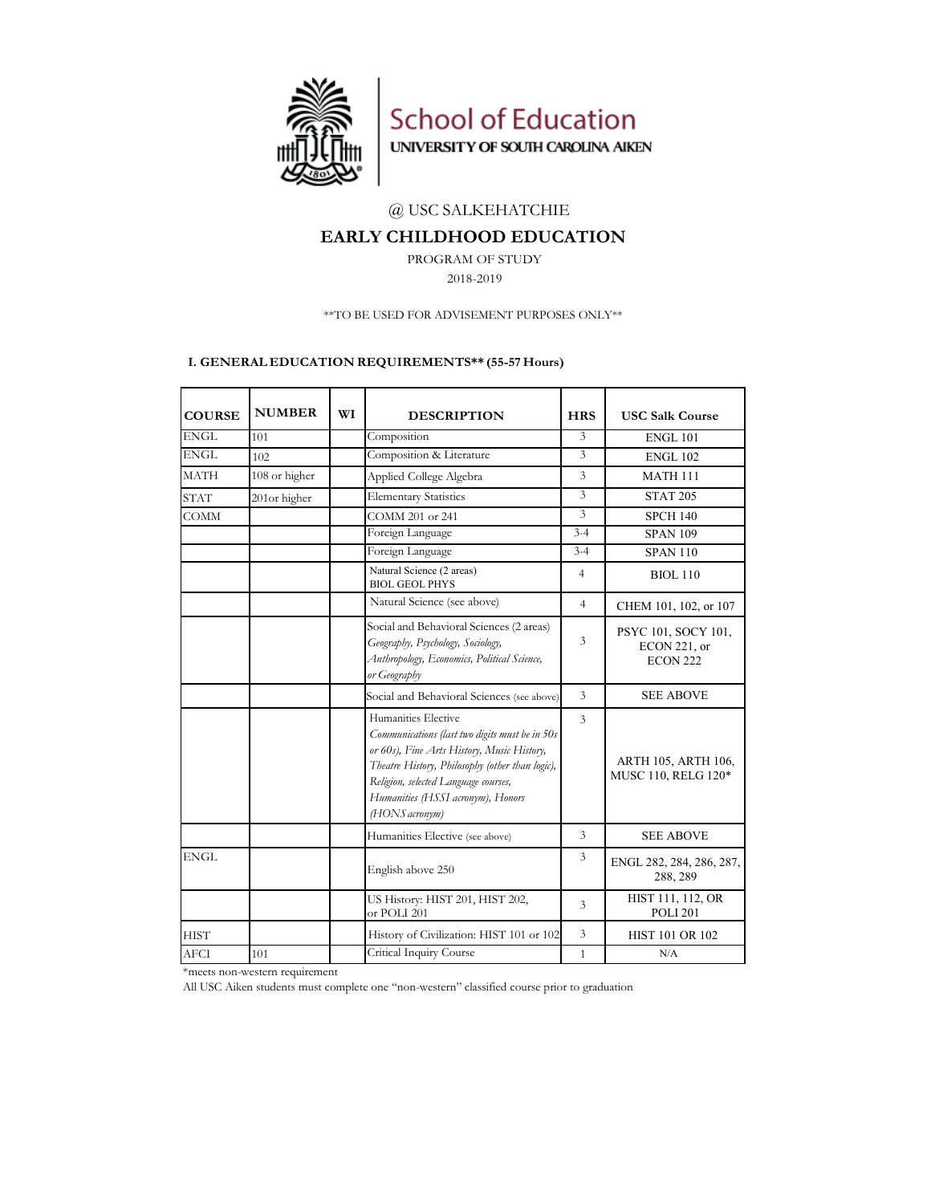School of Education
UNIVERSITY OF SOUTH CAROLINA AIKEN

@ USC SALKEHATCHIE

# EARLY CHILDHOOD EDUCATION

PROGRAM OF STUDY

2018-2019

**TO BE USED FOR ADVISEMENT PURPOSES ONLY**

## I. GENERAL EDUCATION REQUIREMENTS** (55-57 Hours)

| COURSE | NUMBER | WI | DESCRIPTION | HRS | USC Salk Course |
|---|---|---|---|---|---|
| ENGL | 101 | | Composition | 3 | ENGL 101 |
| ENGL | 102 | | Composition & Literature | 3 | ENGL 102 |
| MATH | 108 or higher | | Applied College Algebra | 3 | MATH 111 |
| STAT | 201or higher | | Elementary Statistics | 3 | STAT 205 |
| COMM | | | COMM 201 or 241 | 3 | SPCH 140 |
| | | | Foreign Language | 3-4 | SPAN 109 |
| | | | Foreign Language | 3-4 | SPAN 110 |
| | | | Natural Science (2 areas) BIOL GEOL PHYS | 4 | BIOL 110 |
| | | | Natural Science (see above) | 4 | CHEM 101, 102, or 107 |
| | | | Social and Behavioral Sciences (2 areas) *Geography, Psychology, Sociology, Anthropology, Economics, Political Science, or Geography* | 3 | PSYC 101, SOCY 101, ECON 221, or ECON 222 |
| | | | Social and Behavioral Sciences (see above) | 3 | SEE ABOVE |
| | | | Humanities Elective *Communications (last two digits must be in 50s or 60s), Fine Arts History, Music History, Theatre History, Philosophy (other than logic), Religion, selected Language courses, Humanities (HSSI acronym), Honors (HONS acronym)* | 3 | ARTH 105, ARTH 106, MUSC 110, RELG 120* |
| | | | Humanities Elective (see above) | 3 | SEE ABOVE |
| ENGL | | | English above 250 | 3 | ENGL 282, 284, 286, 287, 288, 289 |
| | | | US History: HIST 201, HIST 202, or POLI 201 | 3 | HIST 111, 112, OR POLI 201 |
| HIST | | | History of Civilization: HIST 101 or 102 | 3 | HIST 101 OR 102 |
| AFCI | 101 | | Critical Inquiry Course | 1 | N/A |

*meets non-western requirement

All USC Aiken students must complete one "non-western" classified course prior to graduation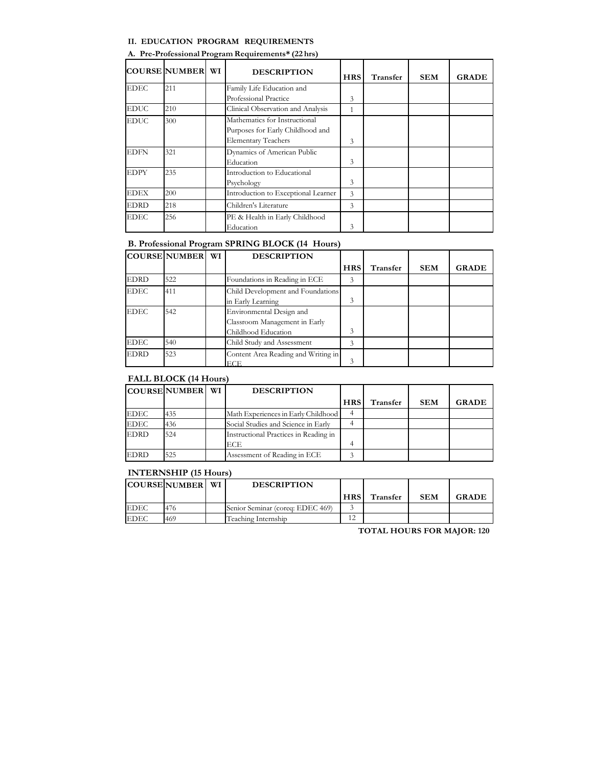## II. EDUCATION PROGRAM REQUIREMENTS

### A. Pre-Professional Program Requirements* (22 hrs)

| COURSE | NUMBER | WI | DESCRIPTION | HRS | Transfer | SEM | GRADE |
|---|---|---|---|---|---|---|---|
| EDEC | 211 | | Family Life Education and Professional Practice | 3 | | | |
| EDUC | 210 | | Clinical Observation and Analysis | 1 | | | |
| EDUC | 300 | | Mathematics for Instructional Purposes for Early Childhood and Elementary Teachers | 3 | | | |
| EDFN | 321 | | Dynamics of American Public Education | 3 | | | |
| EDPY | 235 | | Introduction to Educational Psychology | 3 | | | |
| EDEX | 200 | | Introduction to Exceptional Learner | 3 | | | |
| EDRD | 218 | | Children's Literature | 3 | | | |
| EDEC | 256 | | PE & Health in Early Childhood Education | 3 | | | |

### B. Professional Program SPRING BLOCK (14 Hours)

| COURSE | NUMBER | WI | DESCRIPTION | HRS | Transfer | SEM | GRADE |
|---|---|---|---|---|---|---|---|
| EDRD | 522 | | Foundations in Reading in ECE | 3 | | | |
| EDEC | 411 | | Child Development and Foundations in Early Learning | 3 | | | |
| EDEC | 542 | | Environmental Design and Classroom Management in Early Childhood Education | 3 | | | |
| EDEC | 540 | | Child Study and Assessment | 3 | | | |
| EDRD | 523 | | Content Area Reading and Writing in ECE | 3 | | | |

### FALL BLOCK (14 Hours)

| COURSE | NUMBER | WI | DESCRIPTION | HRS | Transfer | SEM | GRADE |
|---|---|---|---|---|---|---|---|
| EDEC | 435 | | Math Experiences in Early Childhood | 4 | | | |
| EDEC | 436 | | Social Studies and Science in Early | 4 | | | |
| EDRD | 524 | | Instructional Practices in Reading in ECE | 4 | | | |
| EDRD | 525 | | Assessment of Reading in ECE | 3 | | | |

### INTERNSHIP (15 Hours)

| COURSE | NUMBER | WI | DESCRIPTION | HRS | Transfer | SEM | GRADE |
|---|---|---|---|---|---|---|---|
| EDEC | 476 | | Senior Seminar (coreq: EDEC 469) | 3 | | | |
| EDEC | 469 | | Teaching Internship | 12 | | | |

**TOTAL HOURS FOR MAJOR: 120**